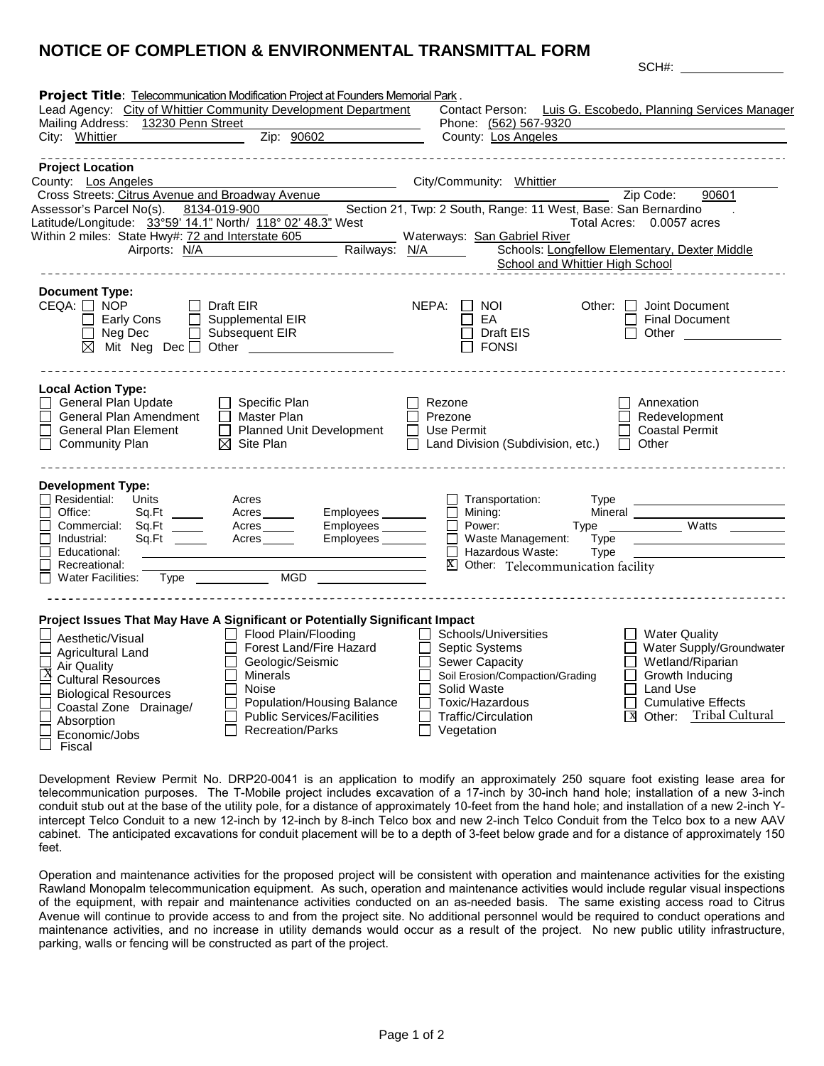# NOTICE OF COMPLETION & ENVIRONMENTAL TRANSMITTAL FORM

SCH#: ______________

**Project Title**: Telecommunication Modification Project at Founders Memorial Park.

Lead Agency: City of Whittier Community Development Department
Mailing Address: 13230 Penn Street
City: Whittier Zip: 90602

Contact Person: Luis G. Escobedo, Planning Services Manager
Phone: (562) 567-9320
County: Los Angeles

---

**Project Location**

County: Los Angeles City/Community: Whittier
Cross Streets: Citrus Avenue and Broadway Avenue Zip Code: 90601
Assessor's Parcel No(s). 8134-019-900 Section 21, Twp: 2 South, Range: 11 West, Base: San Bernardino
Latitude/Longitude: 33°59' 14.1" North/ 118° 02' 48.3" West Total Acres: 0.0057 acres
Within 2 miles: State Hwy#: 72 and Interstate 605 Waterways: San Gabriel River
Airports: N/A Railways: N/A Schools: Longfellow Elementary, Dexter Middle School and Whittier High School

---

**Document Type:**

CEQA:
- ☐ NOP
- ☐ Early Cons
- ☐ Neg Dec
- ☒ Mit Neg Dec
- ☐ Draft EIR
- ☐ Supplemental EIR
- ☐ Subsequent EIR
- ☐ Other ______________

NEPA:
- ☐ NOI
- ☐ EA
- ☐ Draft EIS
- ☐ FONSI

Other:
- ☐ Joint Document
- ☐ Final Document
- ☐ Other ______________

---

**Local Action Type:**

- ☐ General Plan Update
- ☐ General Plan Amendment
- ☐ General Plan Element
- ☐ Community Plan
- ☐ Specific Plan
- ☐ Master Plan
- ☐ Planned Unit Development
- ☒ Site Plan
- ☐ Rezone
- ☐ Prezone
- ☐ Use Permit
- ☐ Land Division (Subdivision, etc.)
- ☐ Annexation
- ☐ Redevelopment
- ☐ Coastal Permit
- ☐ Other

---

**Development Type:**

- ☐ Residential: Units ____ Acres ____
- ☐ Office: Sq.Ft ____ Acres ____ Employees ____
- ☐ Commercial: Sq.Ft ____ Acres ____ Employees ____
- ☐ Industrial: Sq.Ft ____ Acres ____ Employees ____
- ☐ Educational: ____
- ☐ Recreational: ____
- ☐ Water Facilities: Type ____ MGD ____
- ☐ Transportation: Type ____
- ☐ Mining: Mineral ____
- ☐ Power: Type ____ Watts ____
- ☐ Waste Management: Type ____
- ☐ Hazardous Waste: Type ____
- ☒ Other: Telecommunication facility

---

**Project Issues That May Have A Significant or Potentially Significant Impact**

- ☐ Aesthetic/Visual
- ☐ Agricultural Land
- ☐ Air Quality
- ☒ Cultural Resources
- ☐ Biological Resources
- ☐ Coastal Zone Drainage/Absorption
- ☐ Economic/Jobs
- ☐ Fiscal
- ☐ Flood Plain/Flooding
- ☐ Forest Land/Fire Hazard
- ☐ Geologic/Seismic
- ☐ Minerals
- ☐ Noise
- ☐ Population/Housing Balance
- ☐ Public Services/Facilities
- ☐ Recreation/Parks
- ☐ Schools/Universities
- ☐ Septic Systems
- ☐ Sewer Capacity
- ☐ Soil Erosion/Compaction/Grading
- ☐ Solid Waste
- ☐ Toxic/Hazardous
- ☐ Traffic/Circulation
- ☐ Vegetation
- ☐ Water Quality
- ☐ Water Supply/Groundwater
- ☐ Wetland/Riparian
- ☐ Growth Inducing
- ☐ Land Use
- ☐ Cumulative Effects
- ☒ Other: Tribal Cultural

---

Development Review Permit No. DRP20-0041 is an application to modify an approximately 250 square foot existing lease area for telecommunication purposes. The T-Mobile project includes excavation of a 17-inch by 30-inch hand hole; installation of a new 3-inch conduit stub out at the base of the utility pole, for a distance of approximately 10-feet from the hand hole; and installation of a new 2-inch Y-intercept Telco Conduit to a new 12-inch by 12-inch by 8-inch Telco box and new 2-inch Telco Conduit from the Telco box to a new AAV cabinet. The anticipated excavations for conduit placement will be to a depth of 3-feet below grade and for a distance of approximately 150 feet.

Operation and maintenance activities for the proposed project will be consistent with operation and maintenance activities for the existing Rawland Monopalm telecommunication equipment. As such, operation and maintenance activities would include regular visual inspections of the equipment, with repair and maintenance activities conducted on an as-needed basis. The same existing access road to Citrus Avenue will continue to provide access to and from the project site. No additional personnel would be required to conduct operations and maintenance activities, and no increase in utility demands would occur as a result of the project. No new public utility infrastructure, parking, walls or fencing will be constructed as part of the project.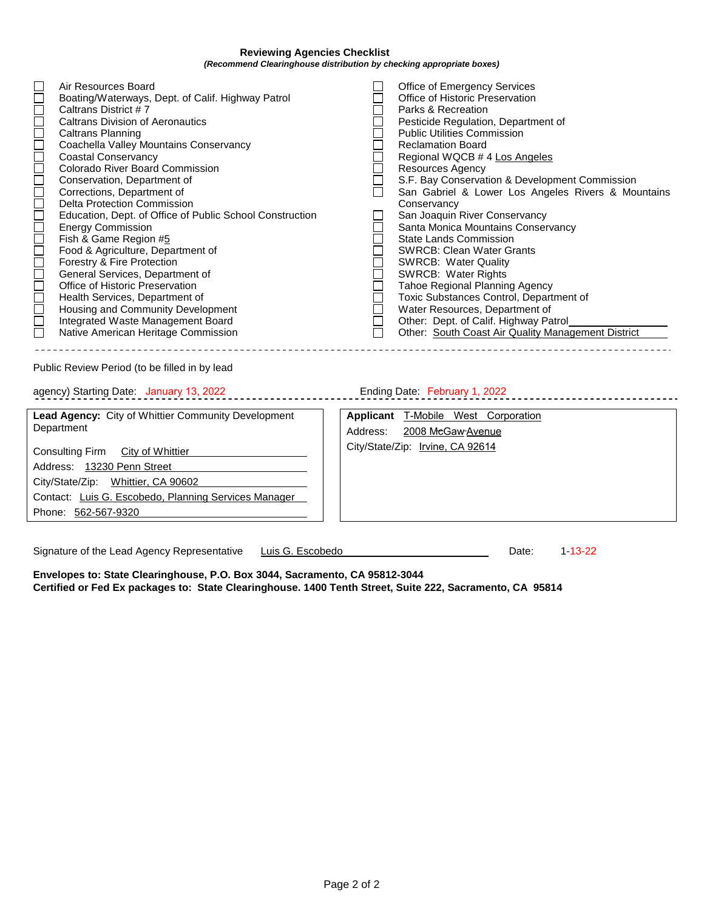**Reviewing Agencies Checklist**

***(Recommend Clearinghouse distribution by checking appropriate boxes)***

- [ ] Air Resources Board
- [ ] Boating/Waterways, Dept. of Calif. Highway Patrol
- [ ] Caltrans District # 7
- [ ] Caltrans Division of Aeronautics
- [ ] Caltrans Planning
- [ ] Coachella Valley Mountains Conservancy
- [ ] Coastal Conservancy
- [ ] Colorado River Board Commission
- [ ] Conservation, Department of
- [ ] Corrections, Department of
- [ ] Delta Protection Commission
- [ ] Education, Dept. of Office of Public School Construction
- [ ] Energy Commission
- [ ] Fish & Game Region #5
- [ ] Food & Agriculture, Department of
- [ ] Forestry & Fire Protection
- [ ] General Services, Department of
- [ ] Office of Historic Preservation
- [ ] Health Services, Department of
- [ ] Housing and Community Development
- [ ] Integrated Waste Management Board
- [ ] Native American Heritage Commission
- [ ] Office of Emergency Services
- [ ] Office of Historic Preservation
- [ ] Parks & Recreation
- [ ] Pesticide Regulation, Department of
- [ ] Public Utilities Commission
- [ ] Reclamation Board
- [ ] Regional WQCB # 4 Los Angeles
- [ ] Resources Agency
- [ ] S.F. Bay Conservation & Development Commission
- [ ] San Gabriel & Lower Los Angeles Rivers & Mountains Conservancy
- [ ] San Joaquin River Conservancy
- [ ] Santa Monica Mountains Conservancy
- [ ] State Lands Commission
- [ ] SWRCB: Clean Water Grants
- [ ] SWRCB: Water Quality
- [ ] SWRCB: Water Rights
- [ ] Tahoe Regional Planning Agency
- [ ] Toxic Substances Control, Department of
- [ ] Water Resources, Department of
- [ ] Other: Dept. of Calif. Highway Patrol
- [ ] Other: South Coast Air Quality Management District

---

Public Review Period (to be filled in by lead agency) Starting Date: January 13, 2022 Ending Date: February 1, 2022

---

**Lead Agency:** City of Whittier Community Development Department

Consulting Firm: City of Whittier

Address: 13230 Penn Street

City/State/Zip: Whittier, CA 90602

Contact: Luis G. Escobedo, Planning Services Manager

Phone: 562-567-9320

**Applicant:** T-Mobile West Corporation

Address: 2008 ~~McGaw~~ Avenue

City/State/Zip: Irvine, CA 92614

Signature of the Lead Agency Representative: Luis G. Escobedo Date: 1-13-22

**Envelopes to: State Clearinghouse, P.O. Box 3044, Sacramento, CA 95812-3044**

**Certified or Fed Ex packages to: State Clearinghouse. 1400 Tenth Street, Suite 222, Sacramento, CA 95814**